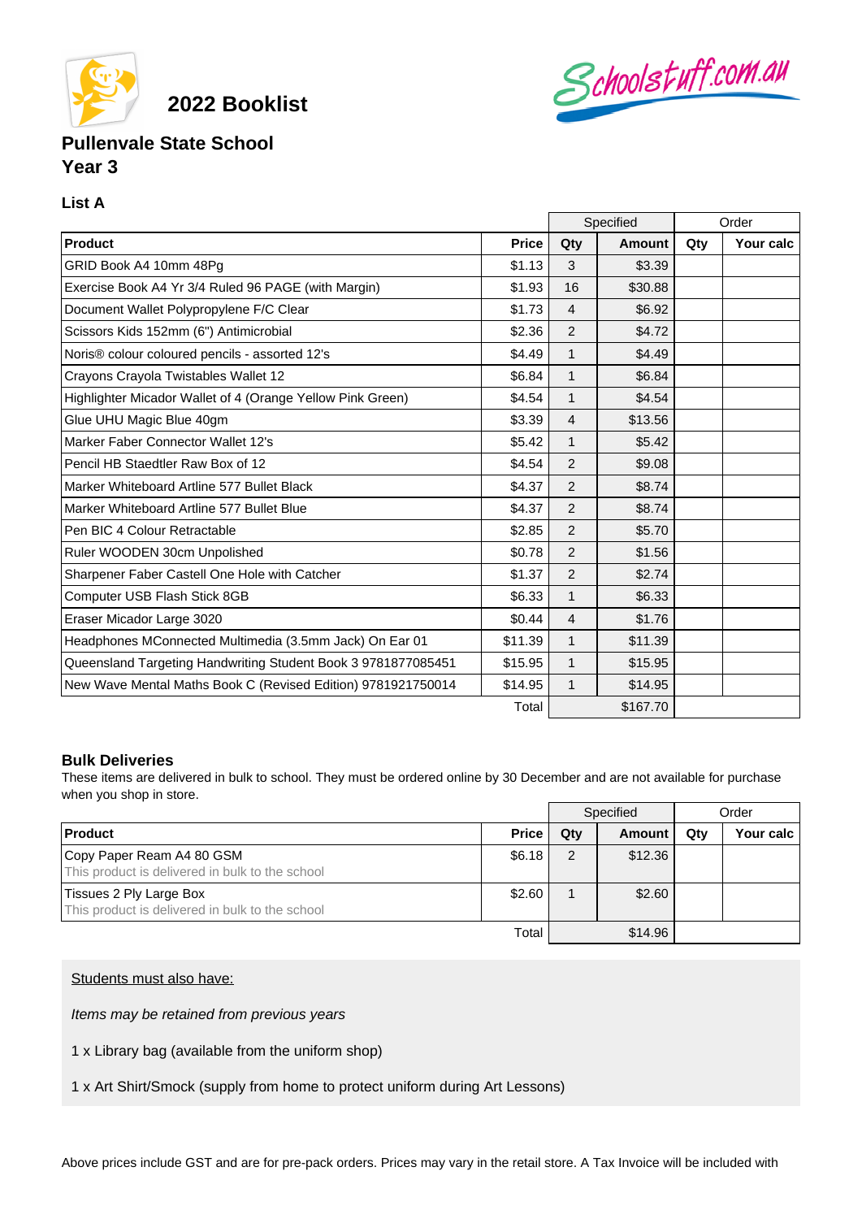# 2022 Booklist

## Pullenvale State School
## Year 3

### List A

| | | Specified | | Order | |
|---|---|---|---|---|---|
| **Product** | **Price** | **Qty** | **Amount** | **Qty** | **Your calc** |
| GRID Book A4 10mm 48Pg | $1.13 | 3 | $3.39 | | |
| Exercise Book A4 Yr 3/4 Ruled 96 PAGE (with Margin) | $1.93 | 16 | $30.88 | | |
| Document Wallet Polypropylene F/C Clear | $1.73 | 4 | $6.92 | | |
| Scissors Kids 152mm (6") Antimicrobial | $2.36 | 2 | $4.72 | | |
| Noris® colour coloured pencils - assorted 12's | $4.49 | 1 | $4.49 | | |
| Crayons Crayola Twistables Wallet 12 | $6.84 | 1 | $6.84 | | |
| Highlighter Micador Wallet of 4 (Orange Yellow Pink Green) | $4.54 | 1 | $4.54 | | |
| Glue UHU Magic Blue 40gm | $3.39 | 4 | $13.56 | | |
| Marker Faber Connector Wallet 12's | $5.42 | 1 | $5.42 | | |
| Pencil HB Staedtler Raw Box of 12 | $4.54 | 2 | $9.08 | | |
| Marker Whiteboard Artline 577 Bullet Black | $4.37 | 2 | $8.74 | | |
| Marker Whiteboard Artline 577 Bullet Blue | $4.37 | 2 | $8.74 | | |
| Pen BIC 4 Colour Retractable | $2.85 | 2 | $5.70 | | |
| Ruler WOODEN 30cm Unpolished | $0.78 | 2 | $1.56 | | |
| Sharpener Faber Castell One Hole with Catcher | $1.37 | 2 | $2.74 | | |
| Computer USB Flash Stick 8GB | $6.33 | 1 | $6.33 | | |
| Eraser Micador Large 3020 | $0.44 | 4 | $1.76 | | |
| Headphones MConnected Multimedia (3.5mm Jack) On Ear 01 | $11.39 | 1 | $11.39 | | |
| Queensland Targeting Handwriting Student Book 3 9781877085451 | $15.95 | 1 | $15.95 | | |
| New Wave Mental Maths Book C (Revised Edition) 9781921750014 | $14.95 | 1 | $14.95 | | |
| | Total | | $167.70 | | |

### Bulk Deliveries

These items are delivered in bulk to school. They must be ordered online by 30 December and are not available for purchase when you shop in store.

| | | Specified | | Order | |
|---|---|---|---|---|---|
| **Product** | **Price** | **Qty** | **Amount** | **Qty** | **Your calc** |
| Copy Paper Ream A4 80 GSM<br>This product is delivered in bulk to the school | $6.18 | 2 | $12.36 | | |
| Tissues 2 Ply Large Box<br>This product is delivered in bulk to the school | $2.60 | 1 | $2.60 | | |
| | Total | | $14.96 | | |

Students must also have:

*Items may be retained from previous years*

1 x Library bag (available from the uniform shop)

1 x Art Shirt/Smock (supply from home to protect uniform during Art Lessons)

Above prices include GST and are for pre-pack orders. Prices may vary in the retail store. A Tax Invoice will be included with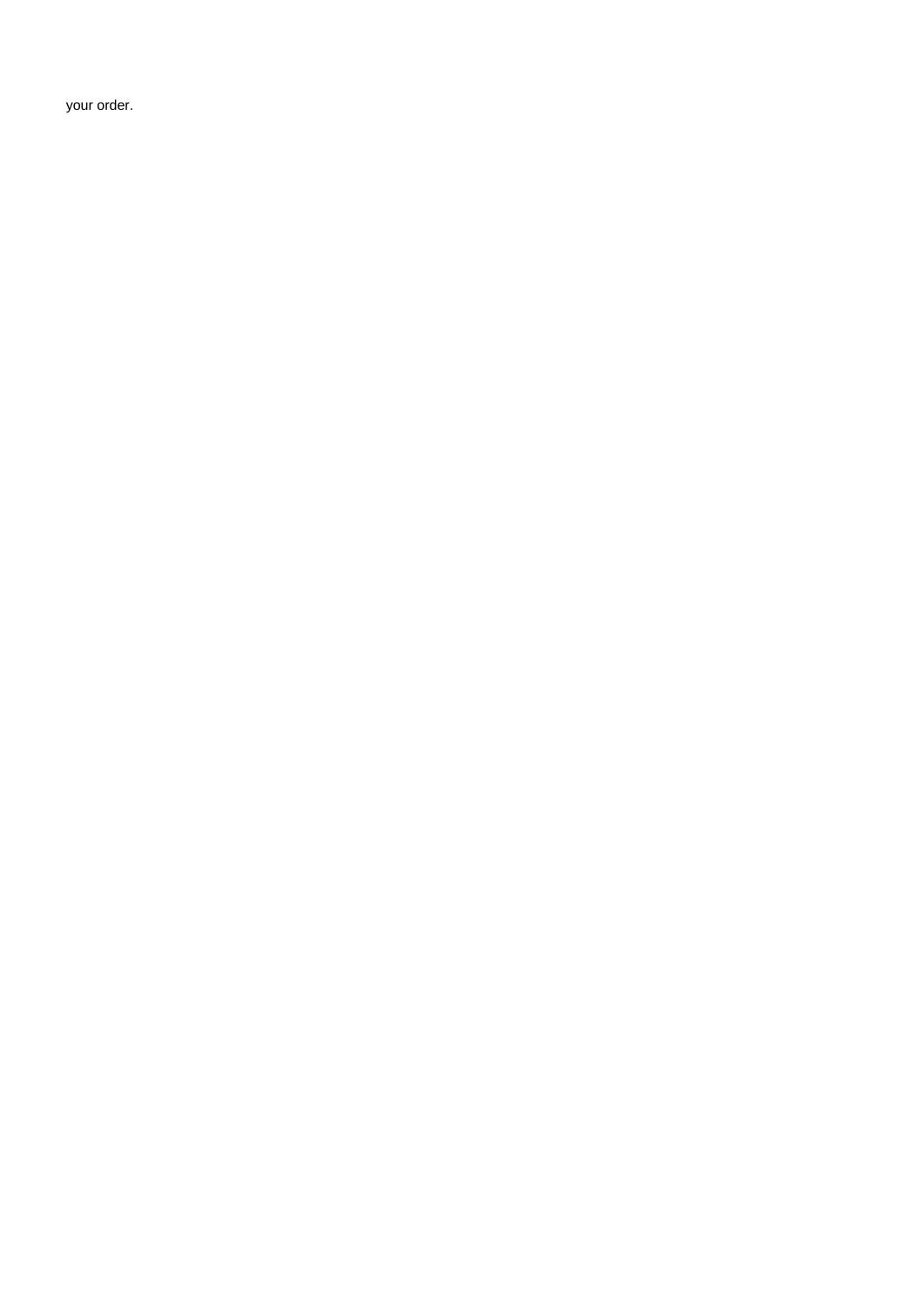your order.